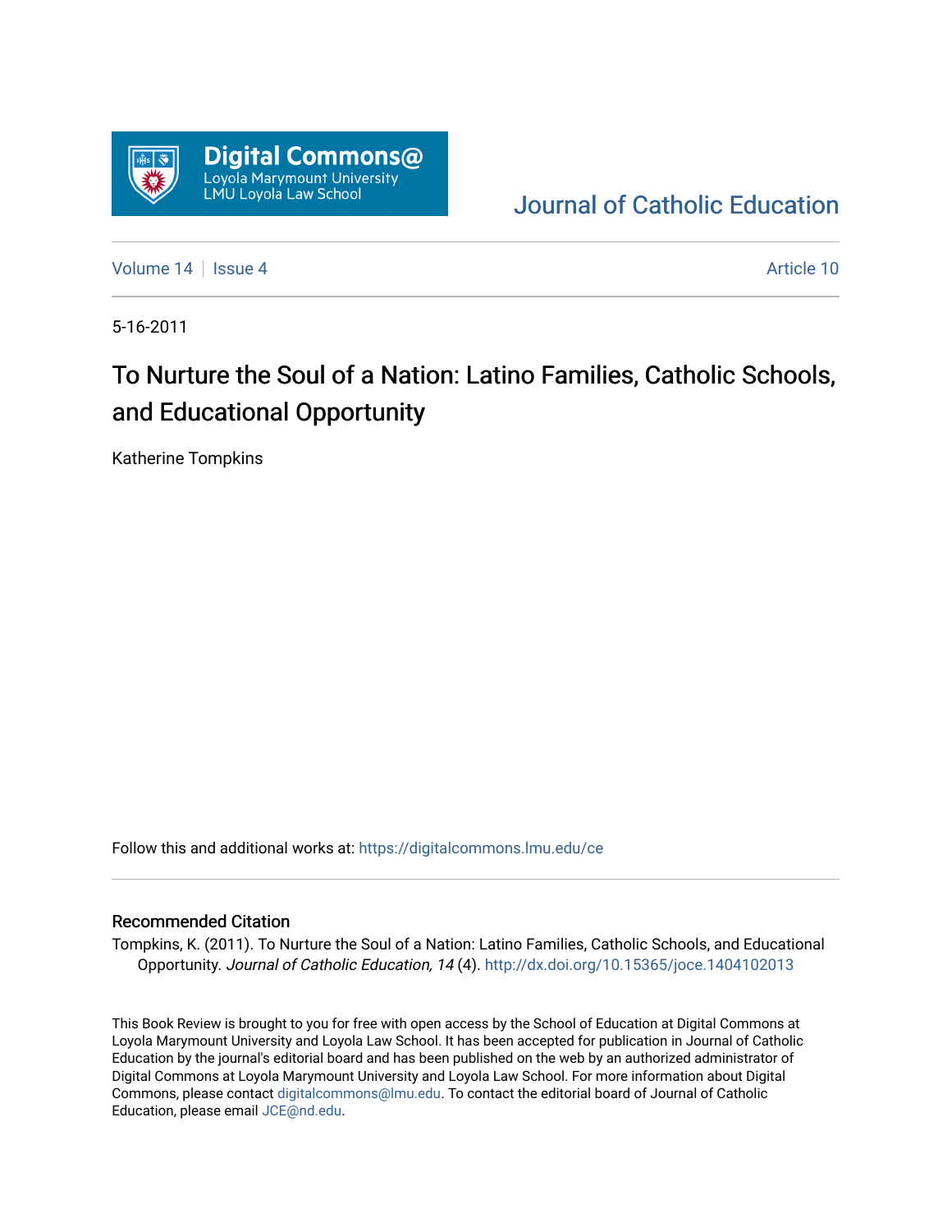Digital Commons@
Loyola Marymount University
LMU Loyola Law School

Journal of Catholic Education

Volume 14 | Issue 4 | Article 10

5-16-2011

# To Nurture the Soul of a Nation: Latino Families, Catholic Schools, and Educational Opportunity

Katherine Tompkins

Follow this and additional works at: https://digitalcommons.lmu.edu/ce

### Recommended Citation

Tompkins, K. (2011). To Nurture the Soul of a Nation: Latino Families, Catholic Schools, and Educational Opportunity. *Journal of Catholic Education, 14* (4). http://dx.doi.org/10.15365/joce.1404102013

This Book Review is brought to you for free with open access by the School of Education at Digital Commons at Loyola Marymount University and Loyola Law School. It has been accepted for publication in Journal of Catholic Education by the journal's editorial board and has been published on the web by an authorized administrator of Digital Commons at Loyola Marymount University and Loyola Law School. For more information about Digital Commons, please contact digitalcommons@lmu.edu. To contact the editorial board of Journal of Catholic Education, please email JCE@nd.edu.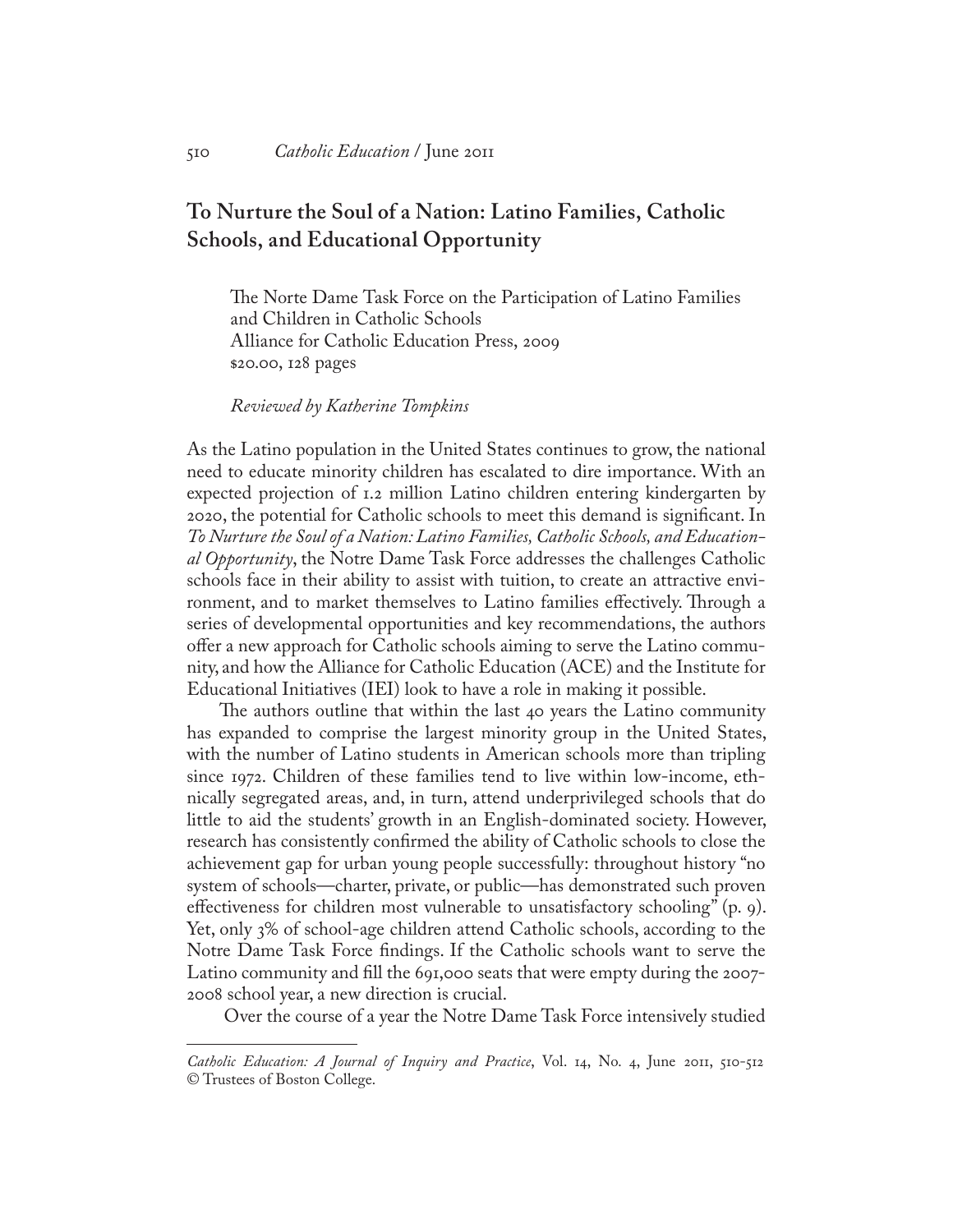## To Nurture the Soul of a Nation: Latino Families, Catholic Schools, and Educational Opportunity

The Norte Dame Task Force on the Participation of Latino Families and Children in Catholic Schools
Alliance for Catholic Education Press, 2009
$20.00, 128 pages

*Reviewed by Katherine Tompkins*

As the Latino population in the United States continues to grow, the national need to educate minority children has escalated to dire importance. With an expected projection of 1.2 million Latino children entering kindergarten by 2020, the potential for Catholic schools to meet this demand is significant. In *To Nurture the Soul of a Nation: Latino Families, Catholic Schools, and Educational Opportunity*, the Notre Dame Task Force addresses the challenges Catholic schools face in their ability to assist with tuition, to create an attractive environment, and to market themselves to Latino families effectively. Through a series of developmental opportunities and key recommendations, the authors offer a new approach for Catholic schools aiming to serve the Latino community, and how the Alliance for Catholic Education (ACE) and the Institute for Educational Initiatives (IEI) look to have a role in making it possible.

The authors outline that within the last 40 years the Latino community has expanded to comprise the largest minority group in the United States, with the number of Latino students in American schools more than tripling since 1972. Children of these families tend to live within low-income, ethnically segregated areas, and, in turn, attend underprivileged schools that do little to aid the students' growth in an English-dominated society. However, research has consistently confirmed the ability of Catholic schools to close the achievement gap for urban young people successfully: throughout history "no system of schools—charter, private, or public—has demonstrated such proven effectiveness for children most vulnerable to unsatisfactory schooling" (p. 9). Yet, only 3% of school-age children attend Catholic schools, according to the Notre Dame Task Force findings. If the Catholic schools want to serve the Latino community and fill the 691,000 seats that were empty during the 2007-2008 school year, a new direction is crucial.

Over the course of a year the Notre Dame Task Force intensively studied

---

*Catholic Education: A Journal of Inquiry and Practice*, Vol. 14, No. 4, June 2011, 510-512
© Trustees of Boston College.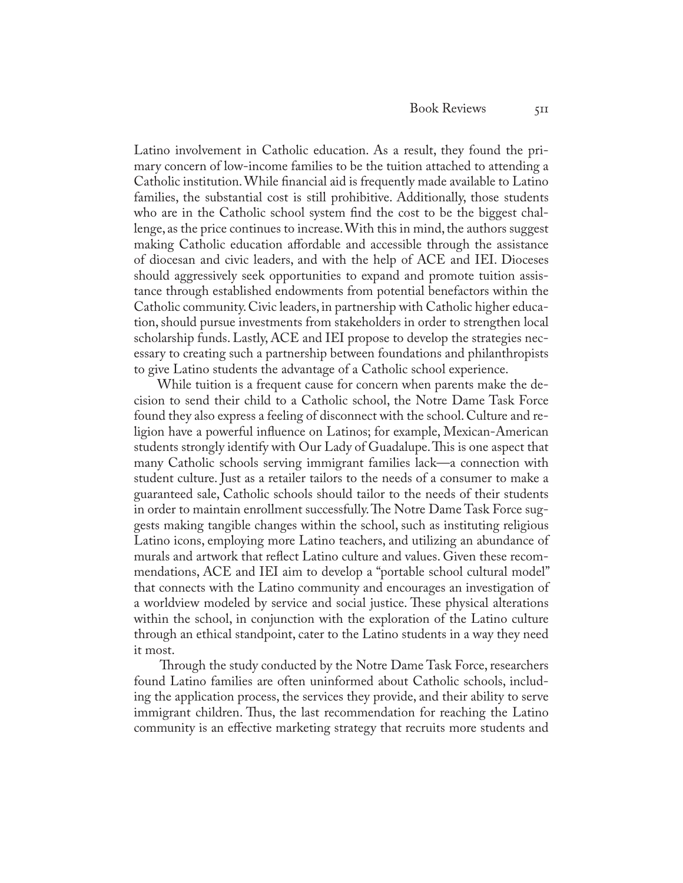Latino involvement in Catholic education. As a result, they found the primary concern of low-income families to be the tuition attached to attending a Catholic institution. While financial aid is frequently made available to Latino families, the substantial cost is still prohibitive. Additionally, those students who are in the Catholic school system find the cost to be the biggest challenge, as the price continues to increase. With this in mind, the authors suggest making Catholic education affordable and accessible through the assistance of diocesan and civic leaders, and with the help of ACE and IEI. Dioceses should aggressively seek opportunities to expand and promote tuition assistance through established endowments from potential benefactors within the Catholic community. Civic leaders, in partnership with Catholic higher education, should pursue investments from stakeholders in order to strengthen local scholarship funds. Lastly, ACE and IEI propose to develop the strategies necessary to creating such a partnership between foundations and philanthropists to give Latino students the advantage of a Catholic school experience.

While tuition is a frequent cause for concern when parents make the decision to send their child to a Catholic school, the Notre Dame Task Force found they also express a feeling of disconnect with the school. Culture and religion have a powerful influence on Latinos; for example, Mexican-American students strongly identify with Our Lady of Guadalupe. This is one aspect that many Catholic schools serving immigrant families lack—a connection with student culture. Just as a retailer tailors to the needs of a consumer to make a guaranteed sale, Catholic schools should tailor to the needs of their students in order to maintain enrollment successfully. The Notre Dame Task Force suggests making tangible changes within the school, such as instituting religious Latino icons, employing more Latino teachers, and utilizing an abundance of murals and artwork that reflect Latino culture and values. Given these recommendations, ACE and IEI aim to develop a "portable school cultural model" that connects with the Latino community and encourages an investigation of a worldview modeled by service and social justice. These physical alterations within the school, in conjunction with the exploration of the Latino culture through an ethical standpoint, cater to the Latino students in a way they need it most.

Through the study conducted by the Notre Dame Task Force, researchers found Latino families are often uninformed about Catholic schools, including the application process, the services they provide, and their ability to serve immigrant children. Thus, the last recommendation for reaching the Latino community is an effective marketing strategy that recruits more students and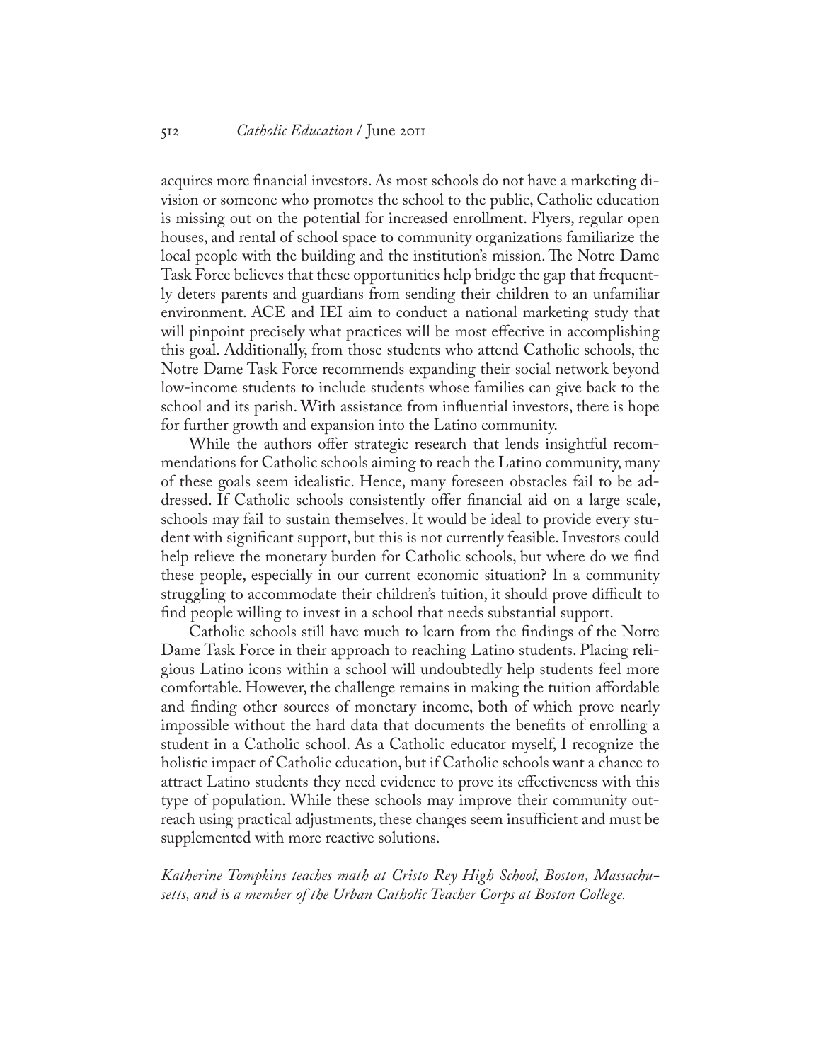acquires more financial investors. As most schools do not have a marketing division or someone who promotes the school to the public, Catholic education is missing out on the potential for increased enrollment. Flyers, regular open houses, and rental of school space to community organizations familiarize the local people with the building and the institution's mission. The Notre Dame Task Force believes that these opportunities help bridge the gap that frequently deters parents and guardians from sending their children to an unfamiliar environment. ACE and IEI aim to conduct a national marketing study that will pinpoint precisely what practices will be most effective in accomplishing this goal. Additionally, from those students who attend Catholic schools, the Notre Dame Task Force recommends expanding their social network beyond low-income students to include students whose families can give back to the school and its parish. With assistance from influential investors, there is hope for further growth and expansion into the Latino community.

While the authors offer strategic research that lends insightful recommendations for Catholic schools aiming to reach the Latino community, many of these goals seem idealistic. Hence, many foreseen obstacles fail to be addressed. If Catholic schools consistently offer financial aid on a large scale, schools may fail to sustain themselves. It would be ideal to provide every student with significant support, but this is not currently feasible. Investors could help relieve the monetary burden for Catholic schools, but where do we find these people, especially in our current economic situation? In a community struggling to accommodate their children's tuition, it should prove difficult to find people willing to invest in a school that needs substantial support.

Catholic schools still have much to learn from the findings of the Notre Dame Task Force in their approach to reaching Latino students. Placing religious Latino icons within a school will undoubtedly help students feel more comfortable. However, the challenge remains in making the tuition affordable and finding other sources of monetary income, both of which prove nearly impossible without the hard data that documents the benefits of enrolling a student in a Catholic school. As a Catholic educator myself, I recognize the holistic impact of Catholic education, but if Catholic schools want a chance to attract Latino students they need evidence to prove its effectiveness with this type of population. While these schools may improve their community outreach using practical adjustments, these changes seem insufficient and must be supplemented with more reactive solutions.

*Katherine Tompkins teaches math at Cristo Rey High School, Boston, Massachusetts, and is a member of the Urban Catholic Teacher Corps at Boston College.*